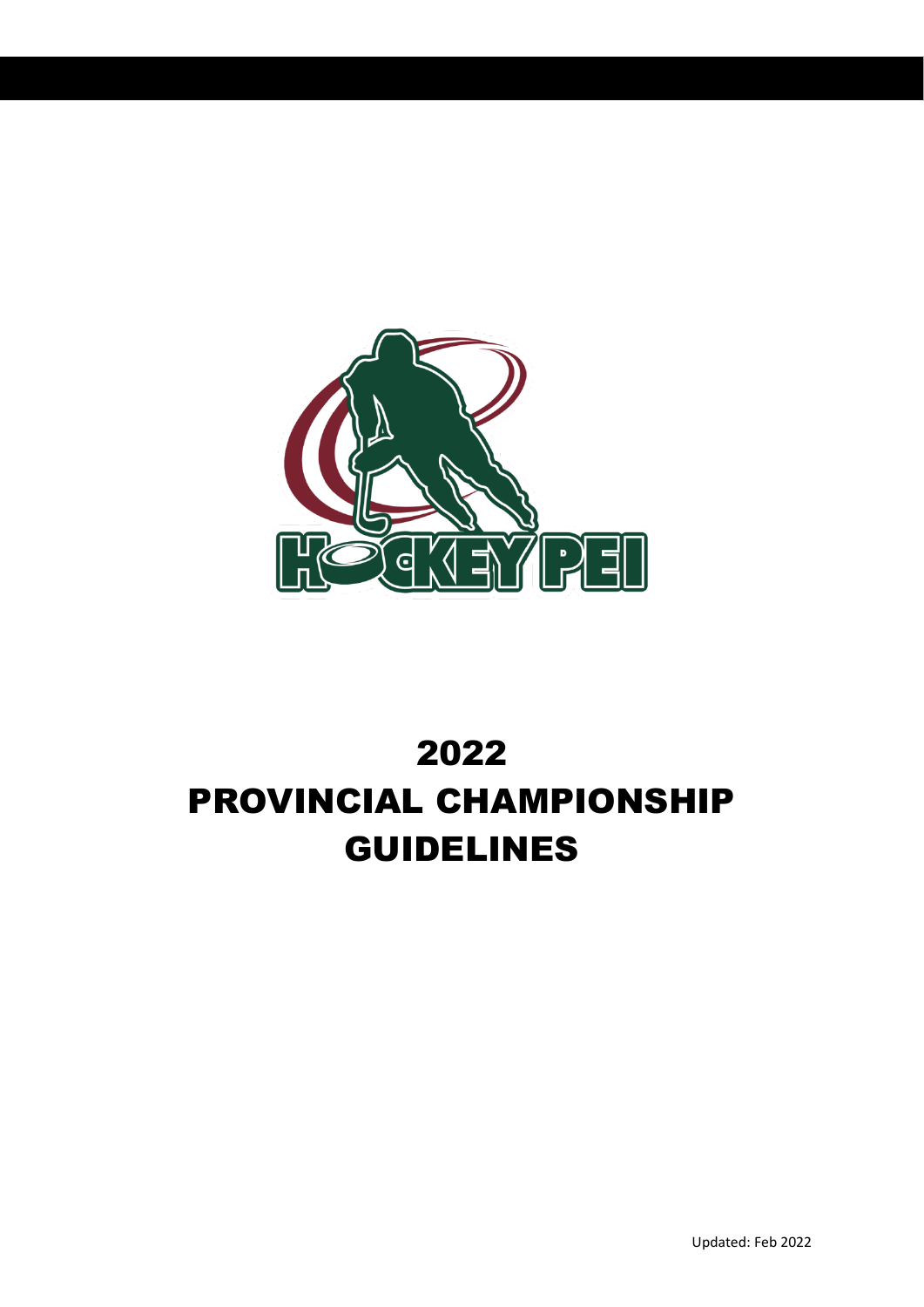# 2022
# PROVINCIAL CHAMPIONSHIP
# GUIDELINES

Updated: Feb 2022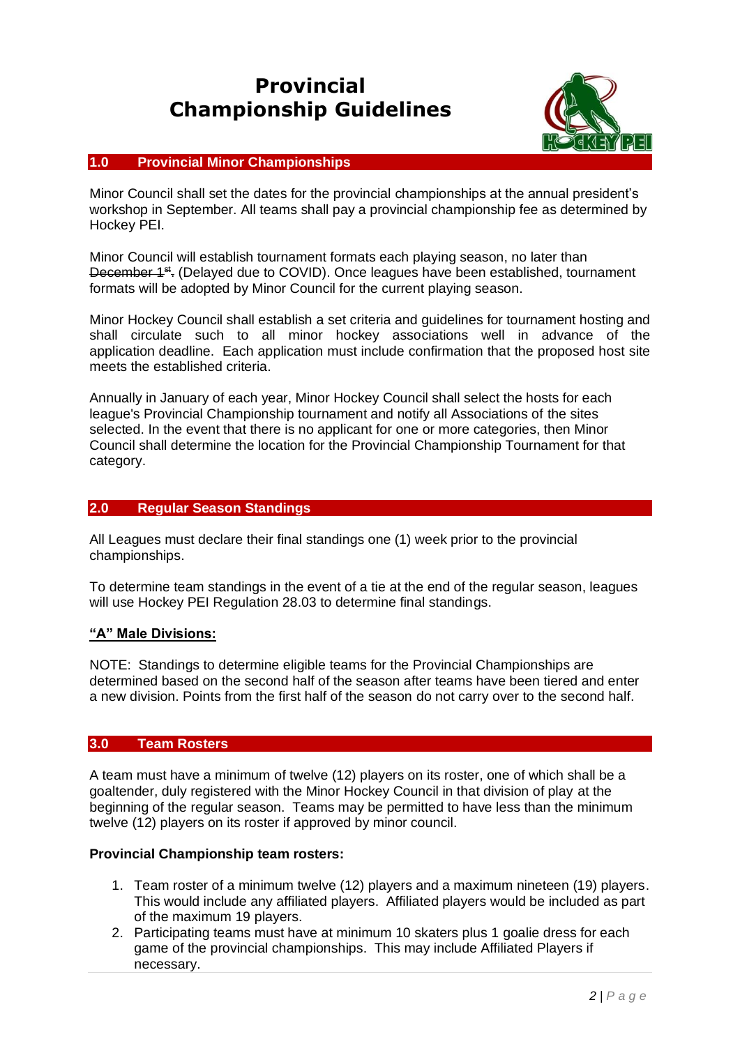# Provincial Championship Guidelines

## 1.0 Provincial Minor Championships

Minor Council shall set the dates for the provincial championships at the annual president's workshop in September. All teams shall pay a provincial championship fee as determined by Hockey PEI.

Minor Council will establish tournament formats each playing season, no later than ~~December 1st.~~ (Delayed due to COVID). Once leagues have been established, tournament formats will be adopted by Minor Council for the current playing season.

Minor Hockey Council shall establish a set criteria and guidelines for tournament hosting and shall circulate such to all minor hockey associations well in advance of the application deadline. Each application must include confirmation that the proposed host site meets the established criteria.

Annually in January of each year, Minor Hockey Council shall select the hosts for each league's Provincial Championship tournament and notify all Associations of the sites selected. In the event that there is no applicant for one or more categories, then Minor Council shall determine the location for the Provincial Championship Tournament for that category.

## 2.0 Regular Season Standings

All Leagues must declare their final standings one (1) week prior to the provincial championships.

To determine team standings in the event of a tie at the end of the regular season, leagues will use Hockey PEI Regulation 28.03 to determine final standings.

**"A" Male Divisions:**

NOTE: Standings to determine eligible teams for the Provincial Championships are determined based on the second half of the season after teams have been tiered and enter a new division. Points from the first half of the season do not carry over to the second half.

## 3.0 Team Rosters

A team must have a minimum of twelve (12) players on its roster, one of which shall be a goaltender, duly registered with the Minor Hockey Council in that division of play at the beginning of the regular season. Teams may be permitted to have less than the minimum twelve (12) players on its roster if approved by minor council.

**Provincial Championship team rosters:**

1. Team roster of a minimum twelve (12) players and a maximum nineteen (19) players. This would include any affiliated players. Affiliated players would be included as part of the maximum 19 players.
2. Participating teams must have at minimum 10 skaters plus 1 goalie dress for each game of the provincial championships. This may include Affiliated Players if necessary.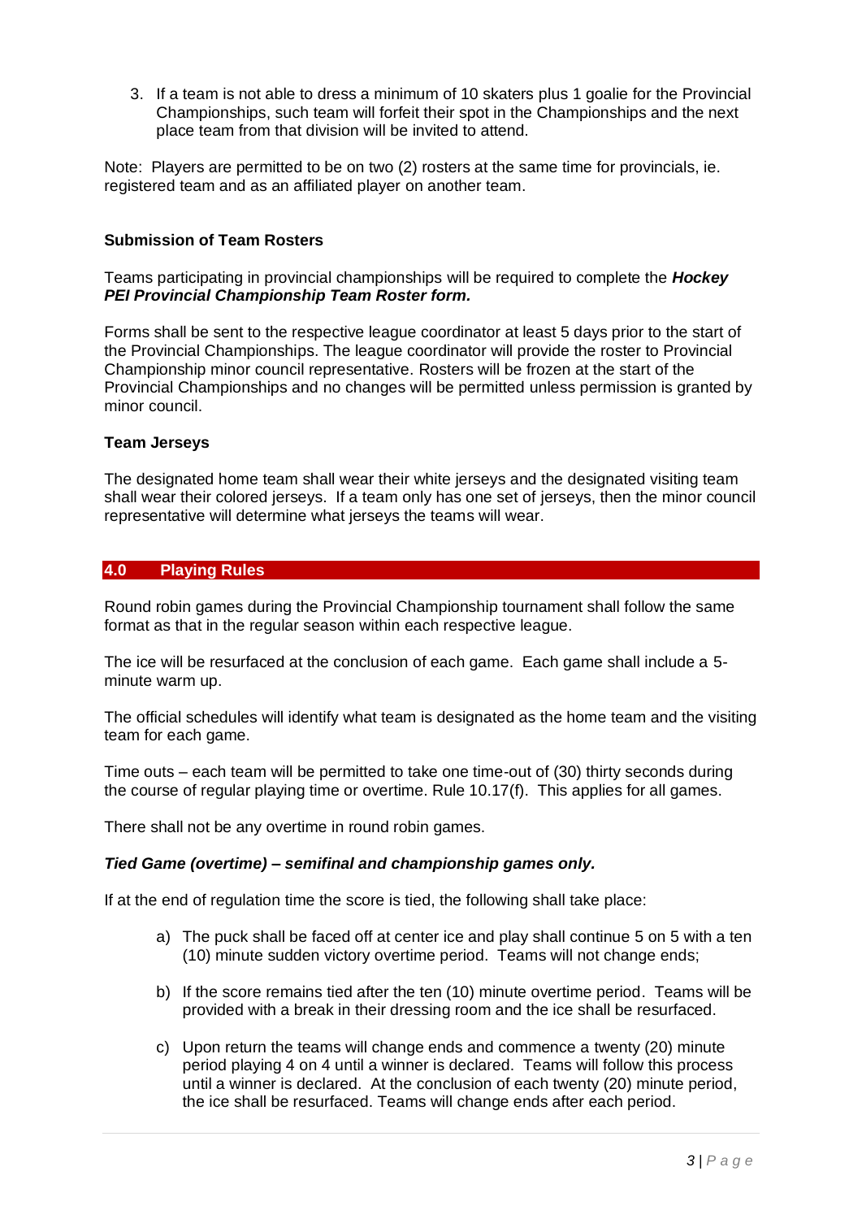3. If a team is not able to dress a minimum of 10 skaters plus 1 goalie for the Provincial Championships, such team will forfeit their spot in the Championships and the next place team from that division will be invited to attend.

Note: Players are permitted to be on two (2) rosters at the same time for provincials, ie. registered team and as an affiliated player on another team.

**Submission of Team Rosters**

Teams participating in provincial championships will be required to complete the ***Hockey PEI Provincial Championship Team Roster form.***

Forms shall be sent to the respective league coordinator at least 5 days prior to the start of the Provincial Championships. The league coordinator will provide the roster to Provincial Championship minor council representative. Rosters will be frozen at the start of the Provincial Championships and no changes will be permitted unless permission is granted by minor council.

**Team Jerseys**

The designated home team shall wear their white jerseys and the designated visiting team shall wear their colored jerseys. If a team only has one set of jerseys, then the minor council representative will determine what jerseys the teams will wear.

## 4.0 Playing Rules

Round robin games during the Provincial Championship tournament shall follow the same format as that in the regular season within each respective league.

The ice will be resurfaced at the conclusion of each game. Each game shall include a 5-minute warm up.

The official schedules will identify what team is designated as the home team and the visiting team for each game.

Time outs – each team will be permitted to take one time-out of (30) thirty seconds during the course of regular playing time or overtime. Rule 10.17(f). This applies for all games.

There shall not be any overtime in round robin games.

***Tied Game (overtime) – semifinal and championship games only.***

If at the end of regulation time the score is tied, the following shall take place:

a) The puck shall be faced off at center ice and play shall continue 5 on 5 with a ten (10) minute sudden victory overtime period. Teams will not change ends;

b) If the score remains tied after the ten (10) minute overtime period. Teams will be provided with a break in their dressing room and the ice shall be resurfaced.

c) Upon return the teams will change ends and commence a twenty (20) minute period playing 4 on 4 until a winner is declared. Teams will follow this process until a winner is declared. At the conclusion of each twenty (20) minute period, the ice shall be resurfaced. Teams will change ends after each period.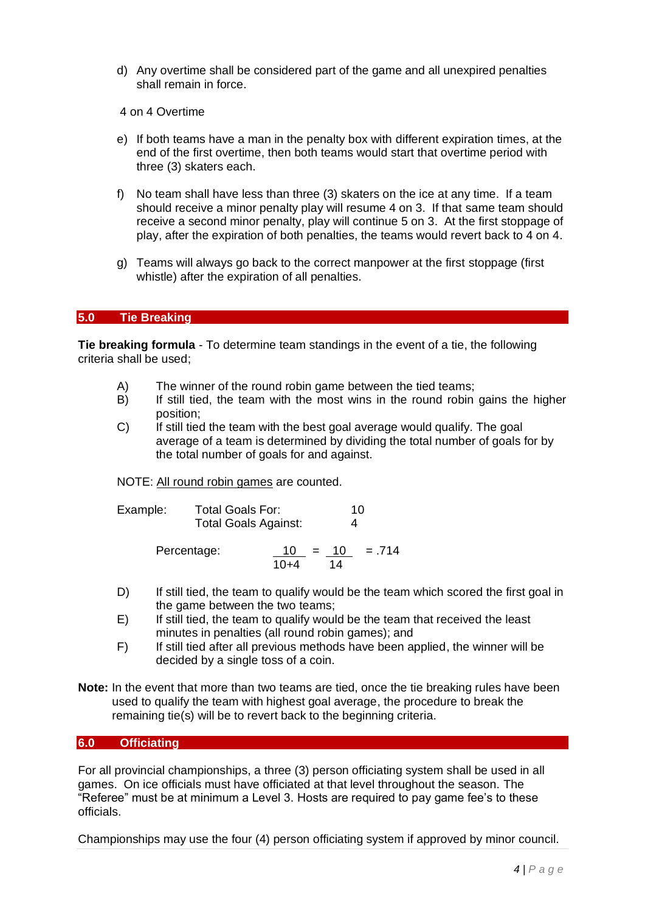d) Any overtime shall be considered part of the game and all unexpired penalties shall remain in force.

4 on 4 Overtime

e) If both teams have a man in the penalty box with different expiration times, at the end of the first overtime, then both teams would start that overtime period with three (3) skaters each.

f) No team shall have less than three (3) skaters on the ice at any time. If a team should receive a minor penalty play will resume 4 on 3. If that same team should receive a second minor penalty, play will continue 5 on 3. At the first stoppage of play, after the expiration of both penalties, the teams would revert back to 4 on 4.

g) Teams will always go back to the correct manpower at the first stoppage (first whistle) after the expiration of all penalties.

## 5.0 Tie Breaking

**Tie breaking formula** - To determine team standings in the event of a tie, the following criteria shall be used;

A) The winner of the round robin game between the tied teams;

B) If still tied, the team with the most wins in the round robin gains the higher position;

C) If still tied the team with the best goal average would qualify. The goal average of a team is determined by dividing the total number of goals for by the total number of goals for and against.

NOTE: <u>All round robin games</u> are counted.

Example: Total Goals For: 10
Total Goals Against: 4

Percentage: $\frac{10}{10+4} = \frac{10}{14} = .714$

D) If still tied, the team to qualify would be the team which scored the first goal in the game between the two teams;

E) If still tied, the team to qualify would be the team that received the least minutes in penalties (all round robin games); and

F) If still tied after all previous methods have been applied, the winner will be decided by a single toss of a coin.

**Note:** In the event that more than two teams are tied, once the tie breaking rules have been used to qualify the team with highest goal average, the procedure to break the remaining tie(s) will be to revert back to the beginning criteria.

## 6.0 Officiating

For all provincial championships, a three (3) person officiating system shall be used in all games. On ice officials must have officiated at that level throughout the season. The "Referee" must be at minimum a Level 3. Hosts are required to pay game fee's to these officials.

Championships may use the four (4) person officiating system if approved by minor council.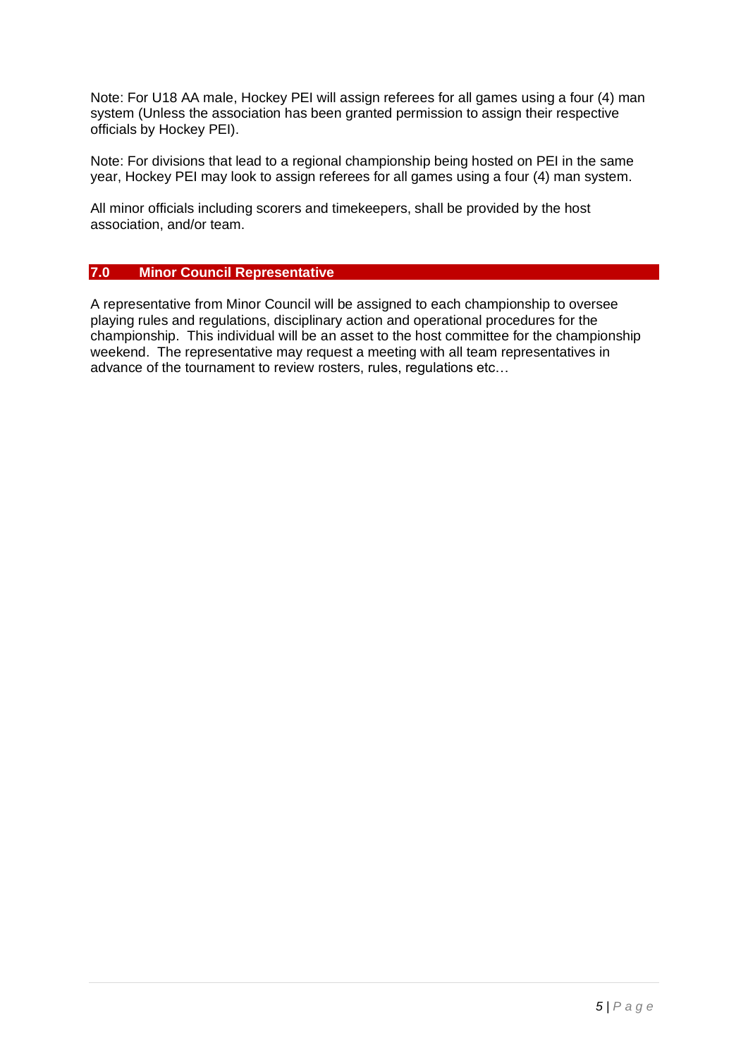Note: For U18 AA male, Hockey PEI will assign referees for all games using a four (4) man system (Unless the association has been granted permission to assign their respective officials by Hockey PEI).

Note: For divisions that lead to a regional championship being hosted on PEI in the same year, Hockey PEI may look to assign referees for all games using a four (4) man system.

All minor officials including scorers and timekeepers, shall be provided by the host association, and/or team.

## 7.0 Minor Council Representative

A representative from Minor Council will be assigned to each championship to oversee playing rules and regulations, disciplinary action and operational procedures for the championship. This individual will be an asset to the host committee for the championship weekend. The representative may request a meeting with all team representatives in advance of the tournament to review rosters, rules, regulations etc…